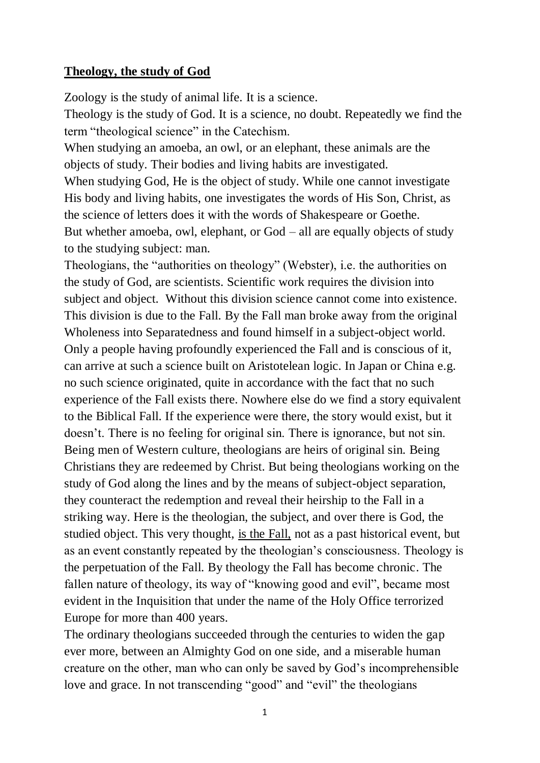**Theology, the study of God**

Zoology is the study of animal life. It is a science.

Theology is the study of God. It is a science, no doubt. Repeatedly we find the term "theological science" in the Catechism.

When studying an amoeba, an owl, or an elephant, these animals are the objects of study. Their bodies and living habits are investigated.

When studying God, He is the object of study. While one cannot investigate His body and living habits, one investigates the words of His Son, Christ, as the science of letters does it with the words of Shakespeare or Goethe.

But whether amoeba, owl, elephant, or God – all are equally objects of study to the studying subject: man.

Theologians, the "authorities on theology" (Webster), i.e. the authorities on the study of God, are scientists. Scientific work requires the division into subject and object. Without this division science cannot come into existence. This division is due to the Fall. By the Fall man broke away from the original Wholeness into Separatedness and found himself in a subject-object world. Only a people having profoundly experienced the Fall and is conscious of it, can arrive at such a science built on Aristotelean logic. In Japan or China e.g. no such science originated, quite in accordance with the fact that no such experience of the Fall exists there. Nowhere else do we find a story equivalent to the Biblical Fall. If the experience were there, the story would exist, but it doesn't. There is no feeling for original sin. There is ignorance, but not sin. Being men of Western culture, theologians are heirs of original sin. Being Christians they are redeemed by Christ. But being theologians working on the study of God along the lines and by the means of subject-object separation, they counteract the redemption and reveal their heirship to the Fall in a striking way. Here is the theologian, the subject, and over there is God, the studied object. This very thought, <u>is the Fall,</u> not as a past historical event, but as an event constantly repeated by the theologian's consciousness. Theology is the perpetuation of the Fall. By theology the Fall has become chronic. The fallen nature of theology, its way of "knowing good and evil", became most evident in the Inquisition that under the name of the Holy Office terrorized Europe for more than 400 years.

The ordinary theologians succeeded through the centuries to widen the gap ever more, between an Almighty God on one side, and a miserable human creature on the other, man who can only be saved by God's incomprehensible love and grace. In not transcending "good" and "evil" the theologians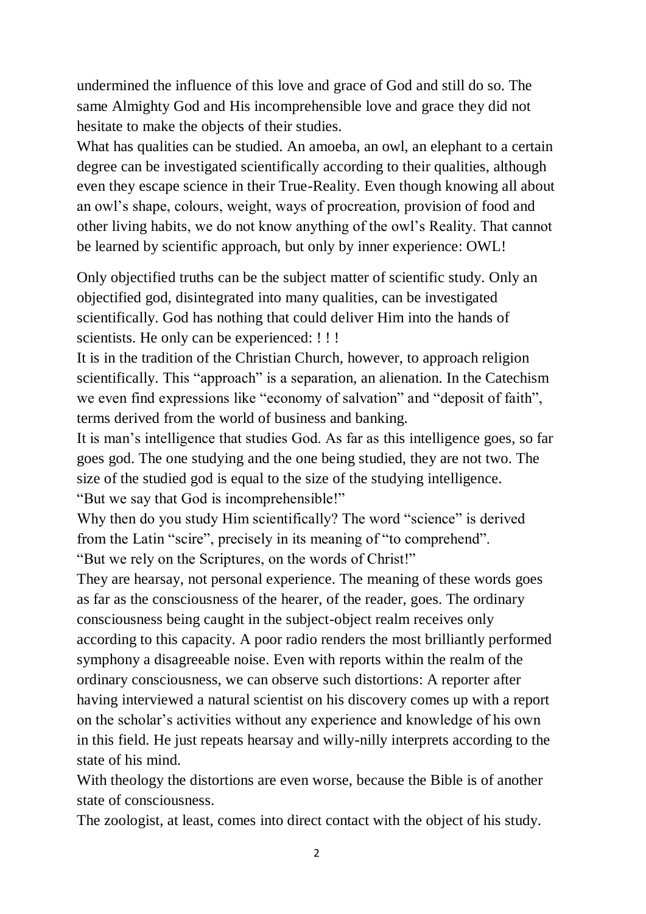undermined the influence of this love and grace of God and still do so. The same Almighty God and His incomprehensible love and grace they did not hesitate to make the objects of their studies.

What has qualities can be studied. An amoeba, an owl, an elephant to a certain degree can be investigated scientifically according to their qualities, although even they escape science in their True-Reality. Even though knowing all about an owl's shape, colours, weight, ways of procreation, provision of food and other living habits, we do not know anything of the owl's Reality. That cannot be learned by scientific approach, but only by inner experience: OWL!

Only objectified truths can be the subject matter of scientific study. Only an objectified god, disintegrated into many qualities, can be investigated scientifically. God has nothing that could deliver Him into the hands of scientists. He only can be experienced: ! ! !

It is in the tradition of the Christian Church, however, to approach religion scientifically. This "approach" is a separation, an alienation. In the Catechism we even find expressions like "economy of salvation" and "deposit of faith", terms derived from the world of business and banking.

It is man's intelligence that studies God. As far as this intelligence goes, so far goes god. The one studying and the one being studied, they are not two. The size of the studied god is equal to the size of the studying intelligence.

"But we say that God is incomprehensible!"

Why then do you study Him scientifically? The word "science" is derived from the Latin "scire", precisely in its meaning of "to comprehend".

"But we rely on the Scriptures, on the words of Christ!"

They are hearsay, not personal experience. The meaning of these words goes as far as the consciousness of the hearer, of the reader, goes. The ordinary consciousness being caught in the subject-object realm receives only according to this capacity. A poor radio renders the most brilliantly performed symphony a disagreeable noise. Even with reports within the realm of the ordinary consciousness, we can observe such distortions: A reporter after having interviewed a natural scientist on his discovery comes up with a report on the scholar's activities without any experience and knowledge of his own in this field. He just repeats hearsay and willy-nilly interprets according to the state of his mind.

With theology the distortions are even worse, because the Bible is of another state of consciousness.

The zoologist, at least, comes into direct contact with the object of his study.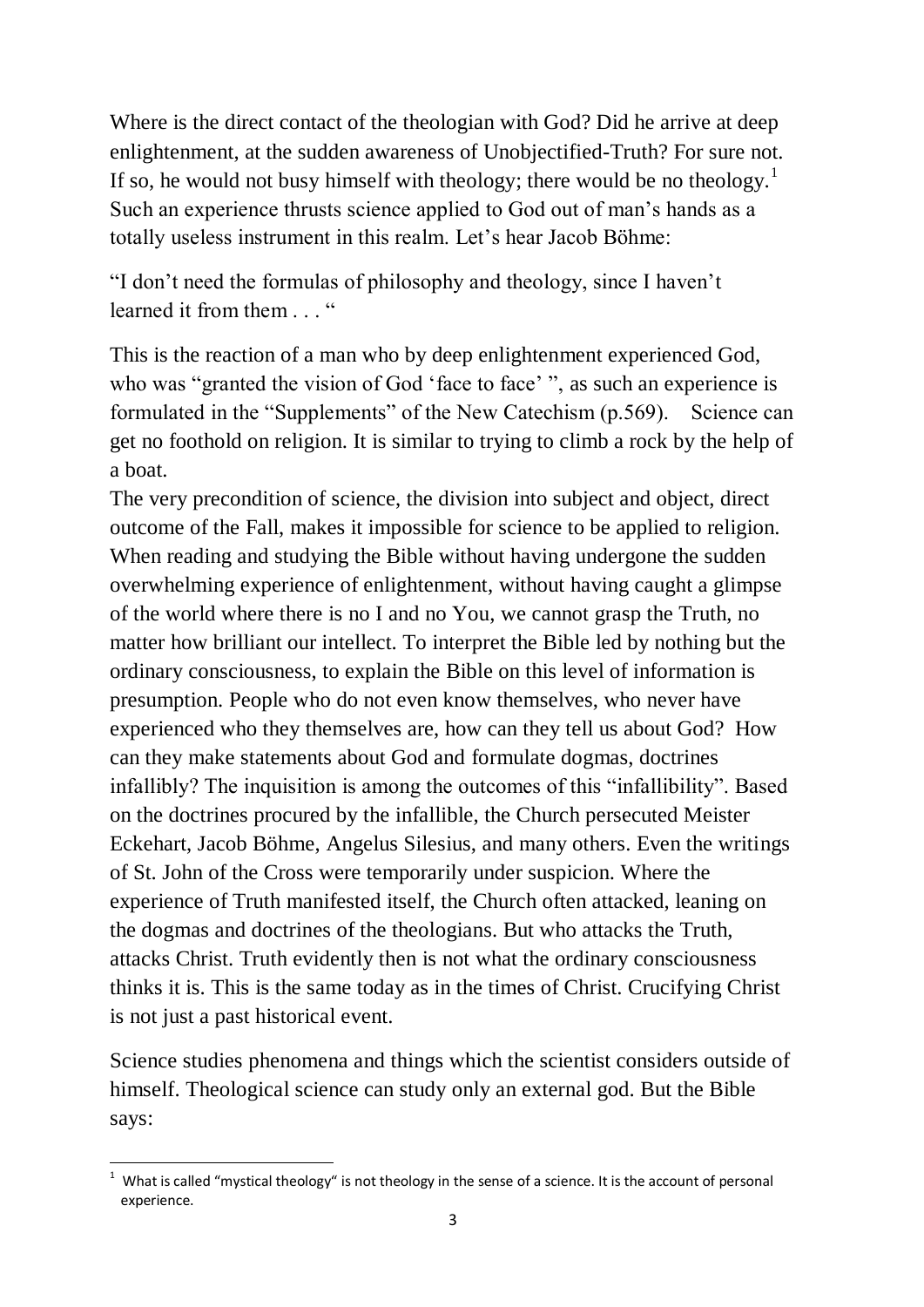Where is the direct contact of the theologian with God? Did he arrive at deep enlightenment, at the sudden awareness of Unobjectified-Truth? For sure not. If so, he would not busy himself with theology; there would be no theology.[1] Such an experience thrusts science applied to God out of man's hands as a totally useless instrument in this realm. Let's hear Jacob Böhme:

"I don't need the formulas of philosophy and theology, since I haven't learned it from them . . . "

This is the reaction of a man who by deep enlightenment experienced God, who was "granted the vision of God 'face to face' ", as such an experience is formulated in the "Supplements" of the New Catechism (p.569). Science can get no foothold on religion. It is similar to trying to climb a rock by the help of a boat.

The very precondition of science, the division into subject and object, direct outcome of the Fall, makes it impossible for science to be applied to religion. When reading and studying the Bible without having undergone the sudden overwhelming experience of enlightenment, without having caught a glimpse of the world where there is no I and no You, we cannot grasp the Truth, no matter how brilliant our intellect. To interpret the Bible led by nothing but the ordinary consciousness, to explain the Bible on this level of information is presumption. People who do not even know themselves, who never have experienced who they themselves are, how can they tell us about God? How can they make statements about God and formulate dogmas, doctrines infallibly? The inquisition is among the outcomes of this "infallibility". Based on the doctrines procured by the infallible, the Church persecuted Meister Eckehart, Jacob Böhme, Angelus Silesius, and many others. Even the writings of St. John of the Cross were temporarily under suspicion. Where the experience of Truth manifested itself, the Church often attacked, leaning on the dogmas and doctrines of the theologians. But who attacks the Truth, attacks Christ. Truth evidently then is not what the ordinary consciousness thinks it is. This is the same today as in the times of Christ. Crucifying Christ is not just a past historical event.

Science studies phenomena and things which the scientist considers outside of himself. Theological science can study only an external god. But the Bible says:

---

[1] What is called "mystical theology" is not theology in the sense of a science. It is the account of personal experience.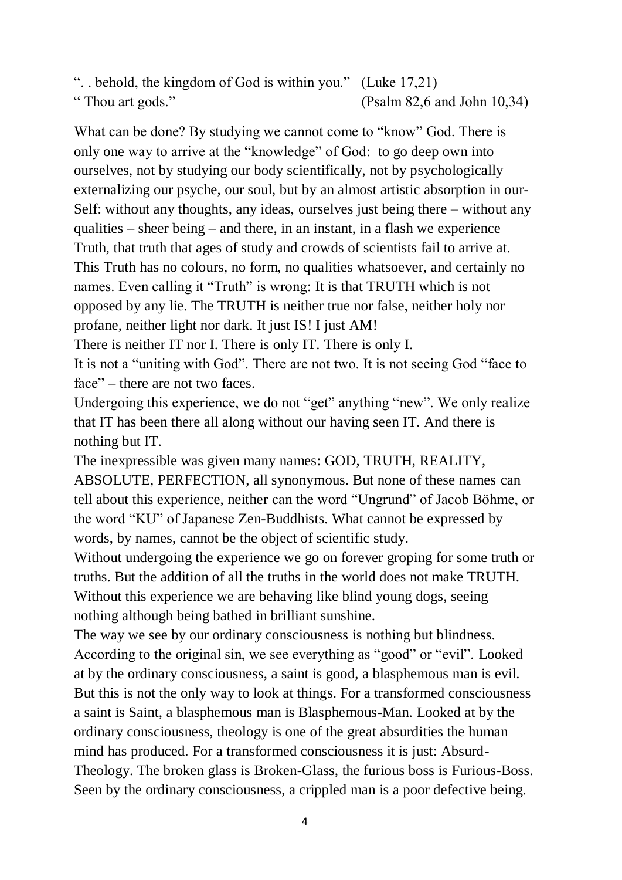“. . behold, the kingdom of God is within you.” (Luke 17,21)
“ Thou art gods.” (Psalm 82,6 and John 10,34)

What can be done? By studying we cannot come to “know” God. There is only one way to arrive at the “knowledge” of God: to go deep own into ourselves, not by studying our body scientifically, not by psychologically externalizing our psyche, our soul, but by an almost artistic absorption in our-Self: without any thoughts, any ideas, ourselves just being there – without any qualities – sheer being – and there, in an instant, in a flash we experience Truth, that truth that ages of study and crowds of scientists fail to arrive at. This Truth has no colours, no form, no qualities whatsoever, and certainly no names. Even calling it “Truth” is wrong: It is that TRUTH which is not opposed by any lie. The TRUTH is neither true nor false, neither holy nor profane, neither light nor dark. It just IS! I just AM!

There is neither IT nor I. There is only IT. There is only I.

It is not a “uniting with God”. There are not two. It is not seeing God “face to face” – there are not two faces.

Undergoing this experience, we do not “get” anything “new”. We only realize that IT has been there all along without our having seen IT. And there is nothing but IT.

The inexpressible was given many names: GOD, TRUTH, REALITY, ABSOLUTE, PERFECTION, all synonymous. But none of these names can tell about this experience, neither can the word “Ungrund” of Jacob Böhme, or the word “KU” of Japanese Zen-Buddhists. What cannot be expressed by words, by names, cannot be the object of scientific study.

Without undergoing the experience we go on forever groping for some truth or truths. But the addition of all the truths in the world does not make TRUTH. Without this experience we are behaving like blind young dogs, seeing nothing although being bathed in brilliant sunshine.

The way we see by our ordinary consciousness is nothing but blindness. According to the original sin, we see everything as “good” or “evil”. Looked at by the ordinary consciousness, a saint is good, a blasphemous man is evil. But this is not the only way to look at things. For a transformed consciousness a saint is Saint, a blasphemous man is Blasphemous-Man. Looked at by the ordinary consciousness, theology is one of the great absurdities the human mind has produced. For a transformed consciousness it is just: Absurd-Theology. The broken glass is Broken-Glass, the furious boss is Furious-Boss. Seen by the ordinary consciousness, a crippled man is a poor defective being.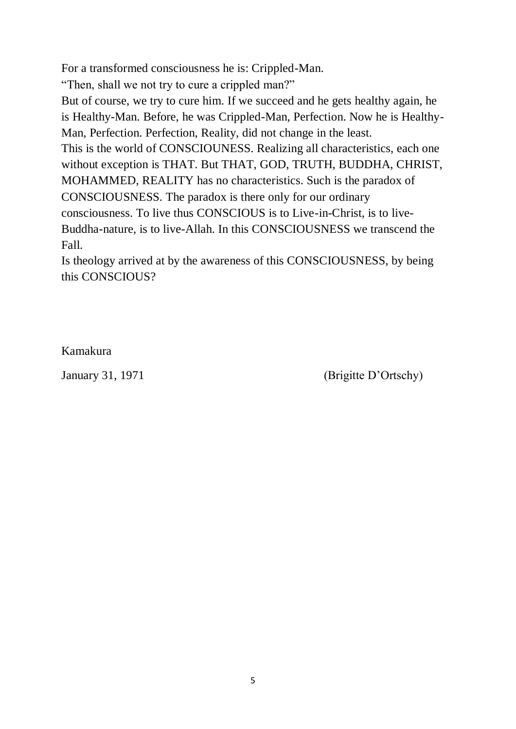For a transformed consciousness he is: Crippled-Man.

"Then, shall we not try to cure a crippled man?"

But of course, we try to cure him. If we succeed and he gets healthy again, he is Healthy-Man. Before, he was Crippled-Man, Perfection. Now he is Healthy-Man, Perfection. Perfection, Reality, did not change in the least.

This is the world of CONSCIOUNESS. Realizing all characteristics, each one without exception is THAT. But THAT, GOD, TRUTH, BUDDHA, CHRIST, MOHAMMED, REALITY has no characteristics. Such is the paradox of CONSCIOUSNESS. The paradox is there only for our ordinary consciousness. To live thus CONSCIOUS is to Live-in-Christ, is to live-Buddha-nature, is to live-Allah. In this CONSCIOUSNESS we transcend the Fall.

Is theology arrived at by the awareness of this CONSCIOUSNESS, by being this CONSCIOUS?

Kamakura

January 31, 1971 (Brigitte D'Ortschy)